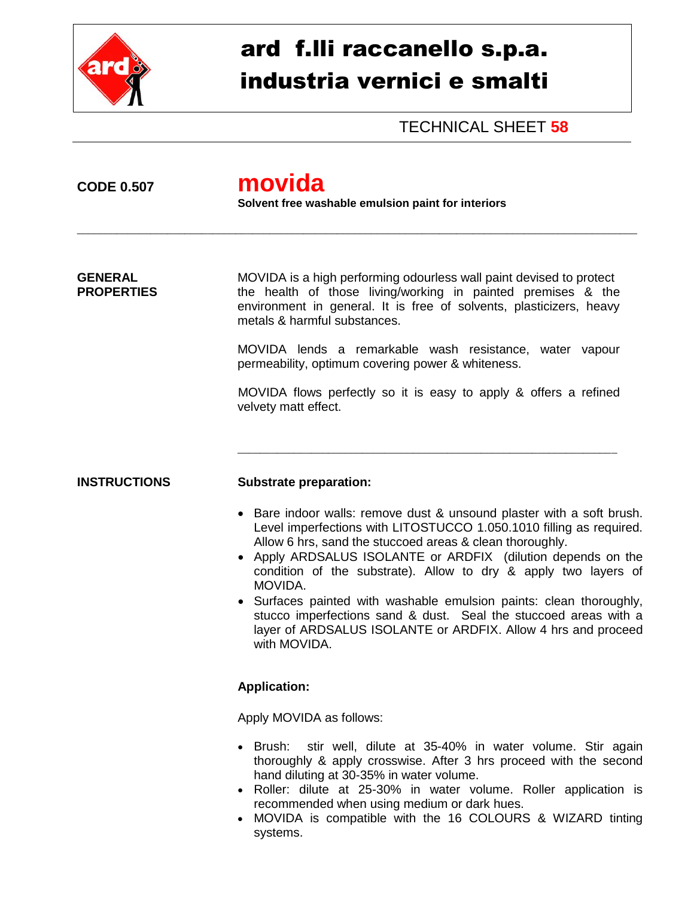# ard f.lli raccanello s.p.a.
# industria vernici e smalti

TECHNICAL SHEET **58**

**CODE 0.507**

# movida

**Solvent free washable emulsion paint for interiors**

---

## GENERAL PROPERTIES

MOVIDA is a high performing odourless wall paint devised to protect the health of those living/working in painted premises & the environment in general. It is free of solvents, plasticizers, heavy metals & harmful substances.

MOVIDA lends a remarkable wash resistance, water vapour permeability, optimum covering power & whiteness.

MOVIDA flows perfectly so it is easy to apply & offers a refined velvety matt effect.

---

## INSTRUCTIONS

**Substrate preparation:**

- Bare indoor walls: remove dust & unsound plaster with a soft brush. Level imperfections with LITOSTUCCO 1.050.1010 filling as required. Allow 6 hrs, sand the stuccoed areas & clean thoroughly.
- Apply ARDSALUS ISOLANTE or ARDFIX (dilution depends on the condition of the substrate). Allow to dry & apply two layers of MOVIDA.
- Surfaces painted with washable emulsion paints: clean thoroughly, stucco imperfections sand & dust. Seal the stuccoed areas with a layer of ARDSALUS ISOLANTE or ARDFIX. Allow 4 hrs and proceed with MOVIDA.

**Application:**

Apply MOVIDA as follows:

- Brush: stir well, dilute at 35-40% in water volume. Stir again thoroughly & apply crosswise. After 3 hrs proceed with the second hand diluting at 30-35% in water volume.
- Roller: dilute at 25-30% in water volume. Roller application is recommended when using medium or dark hues.
- MOVIDA is compatible with the 16 COLOURS & WIZARD tinting systems.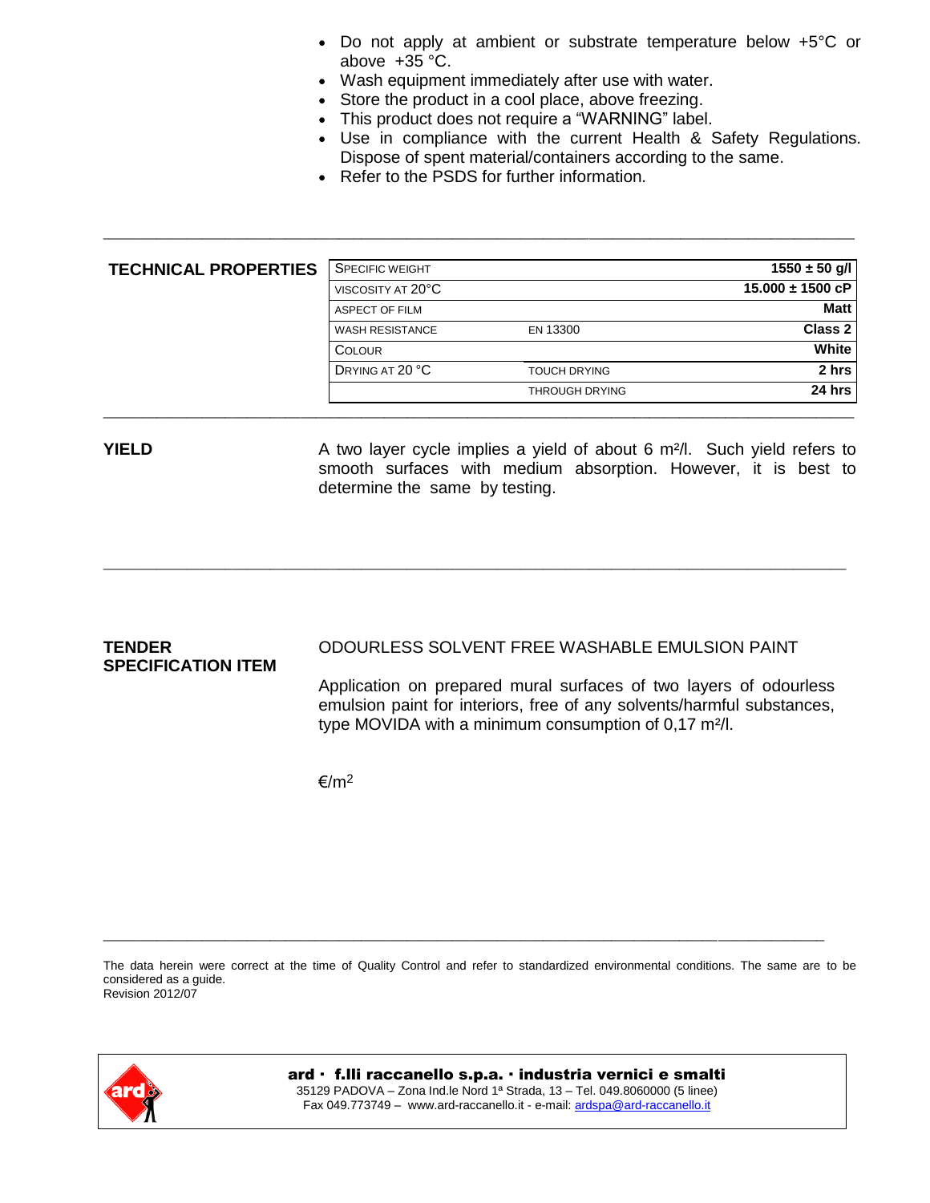- Do not apply at ambient or substrate temperature below +5°C or above +35 °C.
- Wash equipment immediately after use with water.
- Store the product in a cool place, above freezing.
- This product does not require a "WARNING" label.
- Use in compliance with the current Health & Safety Regulations. Dispose of spent material/containers according to the same.
- Refer to the PSDS for further information.

## TECHNICAL PROPERTIES

| | | |
|---|---|---|
| SPECIFIC WEIGHT | | **1550 ± 50 g/l** |
| VISCOSITY AT 20°C | | **15.000 ± 1500 cP** |
| ASPECT OF FILM | | **Matt** |
| WASH RESISTANCE | EN 13300 | **Class 2** |
| COLOUR | | **White** |
| DRYING AT 20 °C | TOUCH DRYING | **2 hrs** |
| | THROUGH DRYING | **24 hrs** |

## YIELD

A two layer cycle implies a yield of about 6 m²/l. Such yield refers to smooth surfaces with medium absorption. However, it is best to determine the same by testing.

## TENDER SPECIFICATION ITEM

ODOURLESS SOLVENT FREE WASHABLE EMULSION PAINT

Application on prepared mural surfaces of two layers of odourless emulsion paint for interiors, free of any solvents/harmful substances, type MOVIDA with a minimum consumption of 0,17 m²/l.

€/m²

The data herein were correct at the time of Quality Control and refer to standardized environmental conditions. The same are to be considered as a guide.
Revision 2012/07

**ard · f.lli raccanello s.p.a. · industria vernici e smalti**
35129 PADOVA – Zona Ind.le Nord 1ª Strada, 13 – Tel. 049.8060000 (5 linee)
Fax 049.773749 – www.ard-raccanello.it - e-mail: ardspa@ard-raccanello.it